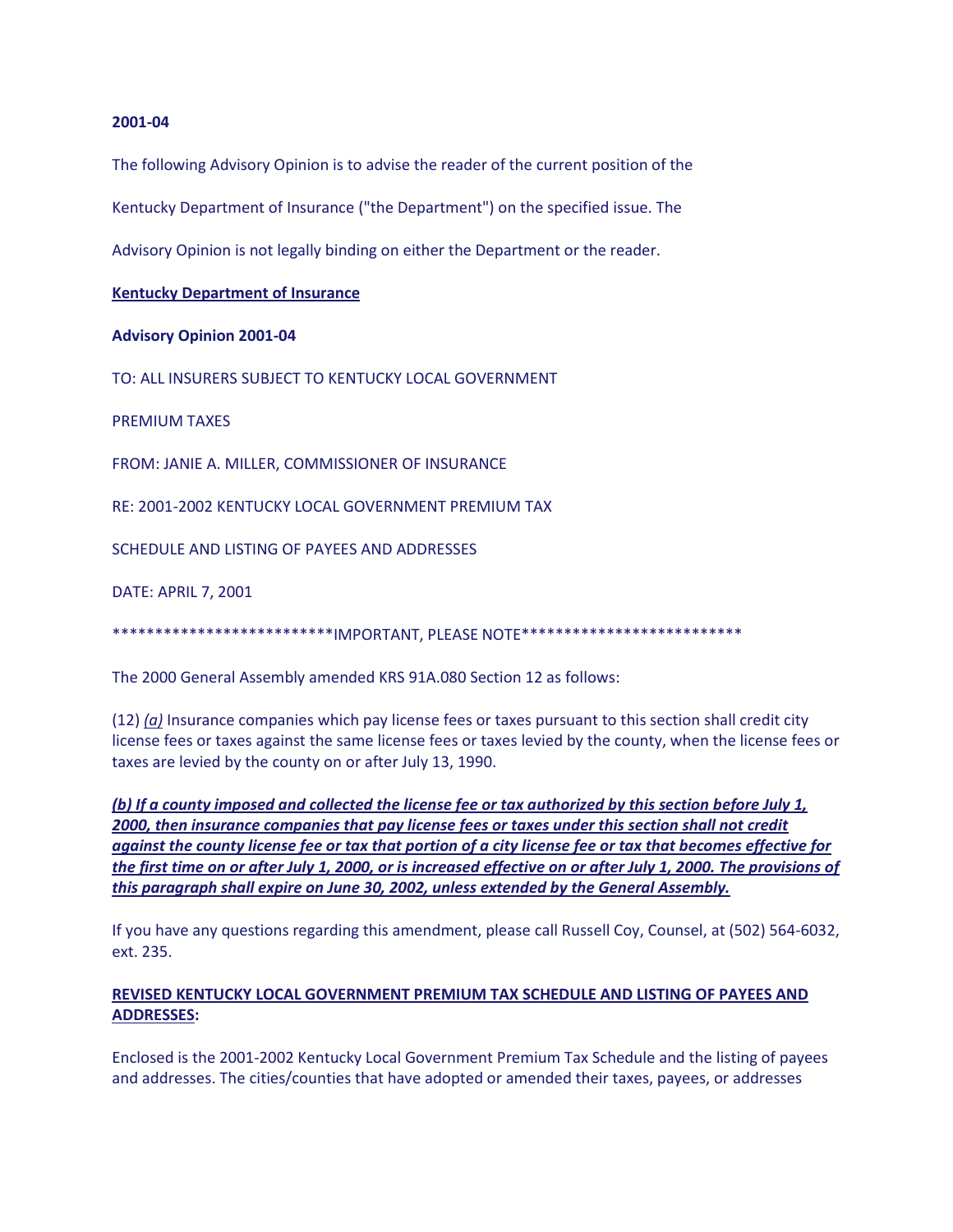**2001-04**

The following Advisory Opinion is to advise the reader of the current position of the

Kentucky Department of Insurance ("the Department") on the specified issue. The

Advisory Opinion is not legally binding on either the Department or the reader.

**Kentucky Department of Insurance**

**Advisory Opinion 2001-04**

TO: ALL INSURERS SUBJECT TO KENTUCKY LOCAL GOVERNMENT

PREMIUM TAXES

FROM: JANIE A. MILLER, COMMISSIONER OF INSURANCE

RE: 2001-2002 KENTUCKY LOCAL GOVERNMENT PREMIUM TAX

SCHEDULE AND LISTING OF PAYEES AND ADDRESSES

DATE: APRIL 7, 2001

**************************IMPORTANT, PLEASE NOTE**************************

The 2000 General Assembly amended KRS 91A.080 Section 12 as follows:

(12) *(a)* Insurance companies which pay license fees or taxes pursuant to this section shall credit city license fees or taxes against the same license fees or taxes levied by the county, when the license fees or taxes are levied by the county on or after July 13, 1990.

***(b) If a county imposed and collected the license fee or tax authorized by this section before July 1, 2000, then insurance companies that pay license fees or taxes under this section shall not credit against the county license fee or tax that portion of a city license fee or tax that becomes effective for the first time on or after July 1, 2000, or is increased effective on or after July 1, 2000. The provisions of this paragraph shall expire on June 30, 2002, unless extended by the General Assembly.***

If you have any questions regarding this amendment, please call Russell Coy, Counsel, at (502) 564-6032, ext. 235.

**REVISED KENTUCKY LOCAL GOVERNMENT PREMIUM TAX SCHEDULE AND LISTING OF PAYEES AND ADDRESSES:**

Enclosed is the 2001-2002 Kentucky Local Government Premium Tax Schedule and the listing of payees and addresses. The cities/counties that have adopted or amended their taxes, payees, or addresses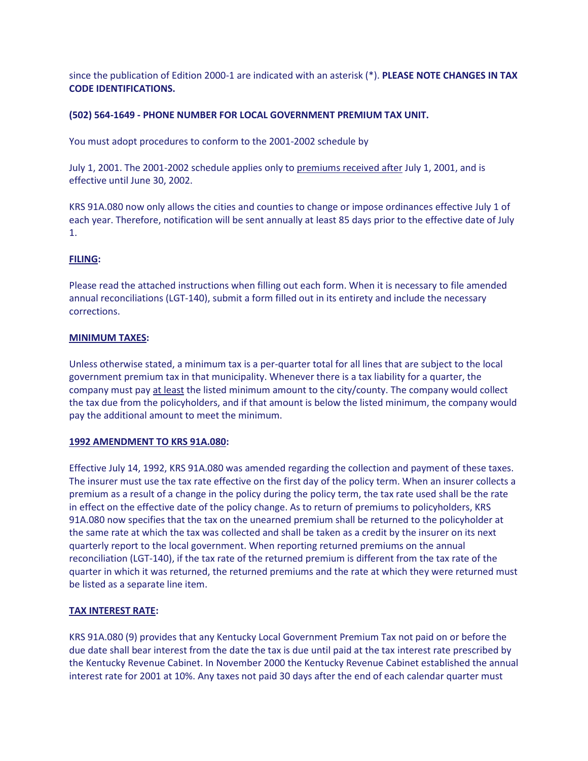since the publication of Edition 2000-1 are indicated with an asterisk (*). **PLEASE NOTE CHANGES IN TAX CODE IDENTIFICATIONS.**

**(502) 564-1649 - PHONE NUMBER FOR LOCAL GOVERNMENT PREMIUM TAX UNIT.**

You must adopt procedures to conform to the 2001-2002 schedule by

July 1, 2001. The 2001-2002 schedule applies only to <u>premiums received after</u> July 1, 2001, and is effective until June 30, 2002.

KRS 91A.080 now only allows the cities and counties to change or impose ordinances effective July 1 of each year. Therefore, notification will be sent annually at least 85 days prior to the effective date of July 1.

**<u>FILING</u>:**

Please read the attached instructions when filling out each form. When it is necessary to file amended annual reconciliations (LGT-140), submit a form filled out in its entirety and include the necessary corrections.

**<u>MINIMUM TAXES</u>:**

Unless otherwise stated, a minimum tax is a per-quarter total for all lines that are subject to the local government premium tax in that municipality. Whenever there is a tax liability for a quarter, the company must pay <u>at least</u> the listed minimum amount to the city/county. The company would collect the tax due from the policyholders, and if that amount is below the listed minimum, the company would pay the additional amount to meet the minimum.

**<u>1992 AMENDMENT TO KRS 91A.080</u>:**

Effective July 14, 1992, KRS 91A.080 was amended regarding the collection and payment of these taxes. The insurer must use the tax rate effective on the first day of the policy term. When an insurer collects a premium as a result of a change in the policy during the policy term, the tax rate used shall be the rate in effect on the effective date of the policy change. As to return of premiums to policyholders, KRS 91A.080 now specifies that the tax on the unearned premium shall be returned to the policyholder at the same rate at which the tax was collected and shall be taken as a credit by the insurer on its next quarterly report to the local government. When reporting returned premiums on the annual reconciliation (LGT-140), if the tax rate of the returned premium is different from the tax rate of the quarter in which it was returned, the returned premiums and the rate at which they were returned must be listed as a separate line item.

**<u>TAX INTEREST RATE</u>:**

KRS 91A.080 (9) provides that any Kentucky Local Government Premium Tax not paid on or before the due date shall bear interest from the date the tax is due until paid at the tax interest rate prescribed by the Kentucky Revenue Cabinet. In November 2000 the Kentucky Revenue Cabinet established the annual interest rate for 2001 at 10%. Any taxes not paid 30 days after the end of each calendar quarter must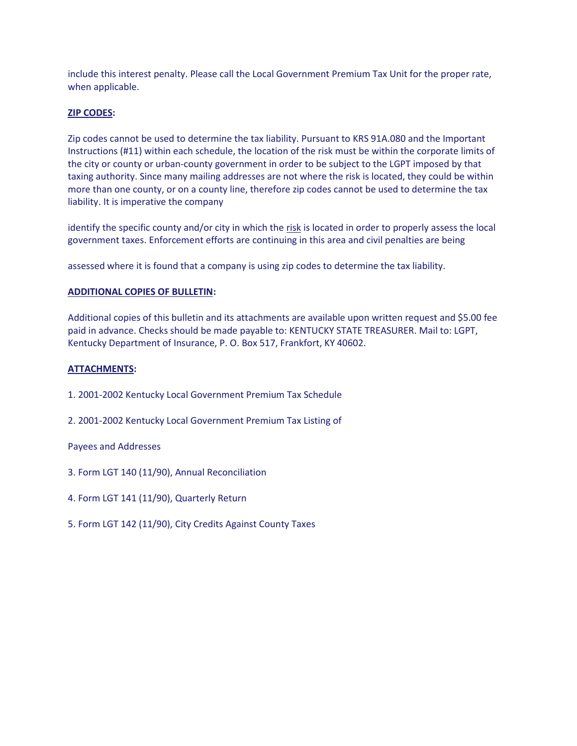include this interest penalty. Please call the Local Government Premium Tax Unit for the proper rate, when applicable.

**ZIP CODES:**

Zip codes cannot be used to determine the tax liability. Pursuant to KRS 91A.080 and the Important Instructions (#11) within each schedule, the location of the risk must be within the corporate limits of the city or county or urban-county government in order to be subject to the LGPT imposed by that taxing authority. Since many mailing addresses are not where the risk is located, they could be within more than one county, or on a county line, therefore zip codes cannot be used to determine the tax liability. It is imperative the company

identify the specific county and/or city in which the risk is located in order to properly assess the local government taxes. Enforcement efforts are continuing in this area and civil penalties are being

assessed where it is found that a company is using zip codes to determine the tax liability.

**ADDITIONAL COPIES OF BULLETIN:**

Additional copies of this bulletin and its attachments are available upon written request and $5.00 fee paid in advance. Checks should be made payable to: KENTUCKY STATE TREASURER. Mail to: LGPT, Kentucky Department of Insurance, P. O. Box 517, Frankfort, KY 40602.

**ATTACHMENTS:**

1. 2001-2002 Kentucky Local Government Premium Tax Schedule

2. 2001-2002 Kentucky Local Government Premium Tax Listing of

Payees and Addresses

3. Form LGT 140 (11/90), Annual Reconciliation

4. Form LGT 141 (11/90), Quarterly Return

5. Form LGT 142 (11/90), City Credits Against County Taxes